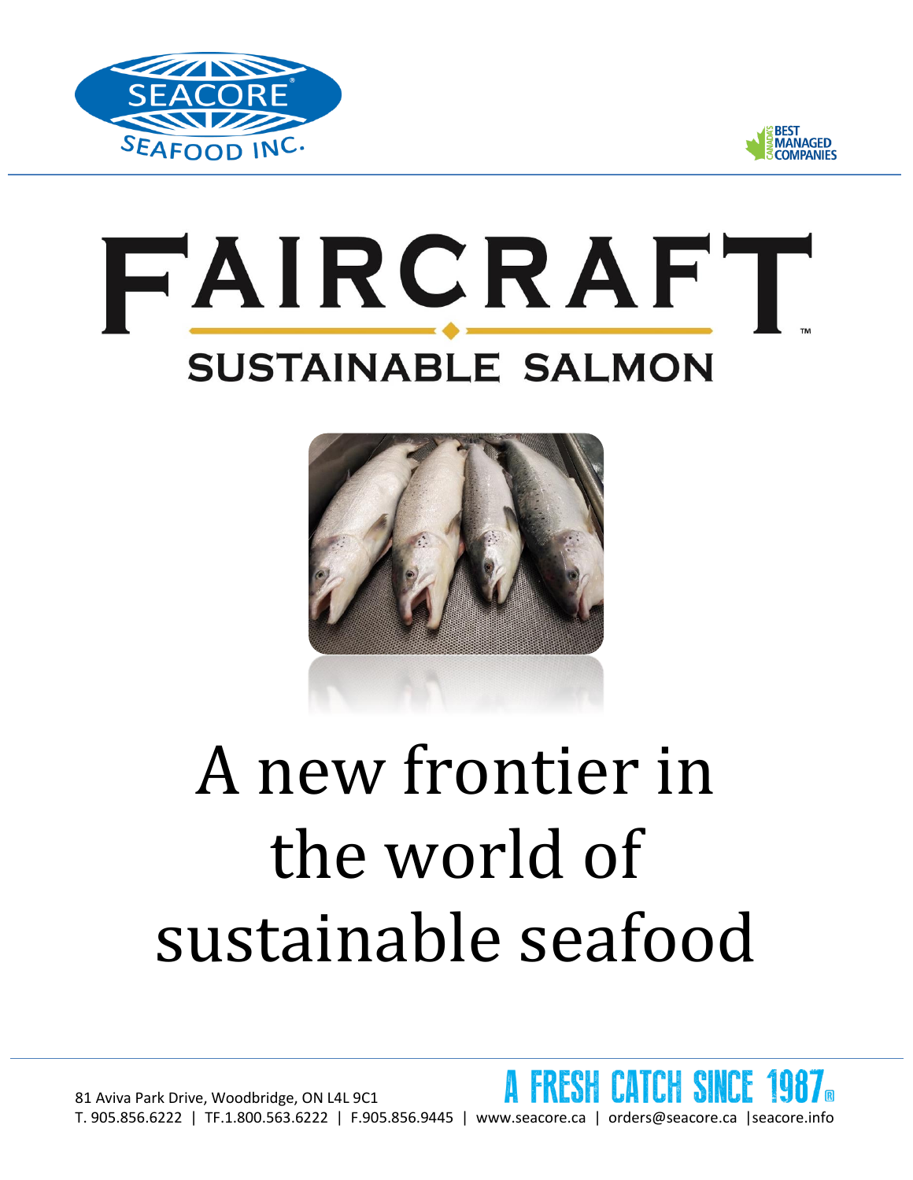SEACORE® SEAFOOD INC.

CANADA'S BEST MANAGED COMPANIES

# FAIRCRAFT™

## SUSTAINABLE SALMON

# A new frontier in the world of sustainable seafood

A FRESH CATCH SINCE 1987®

81 Aviva Park Drive, Woodbridge, ON L4L 9C1

T. 905.856.6222 | TF.1.800.563.6222 | F.905.856.9445 | www.seacore.ca | orders@seacore.ca | seacore.info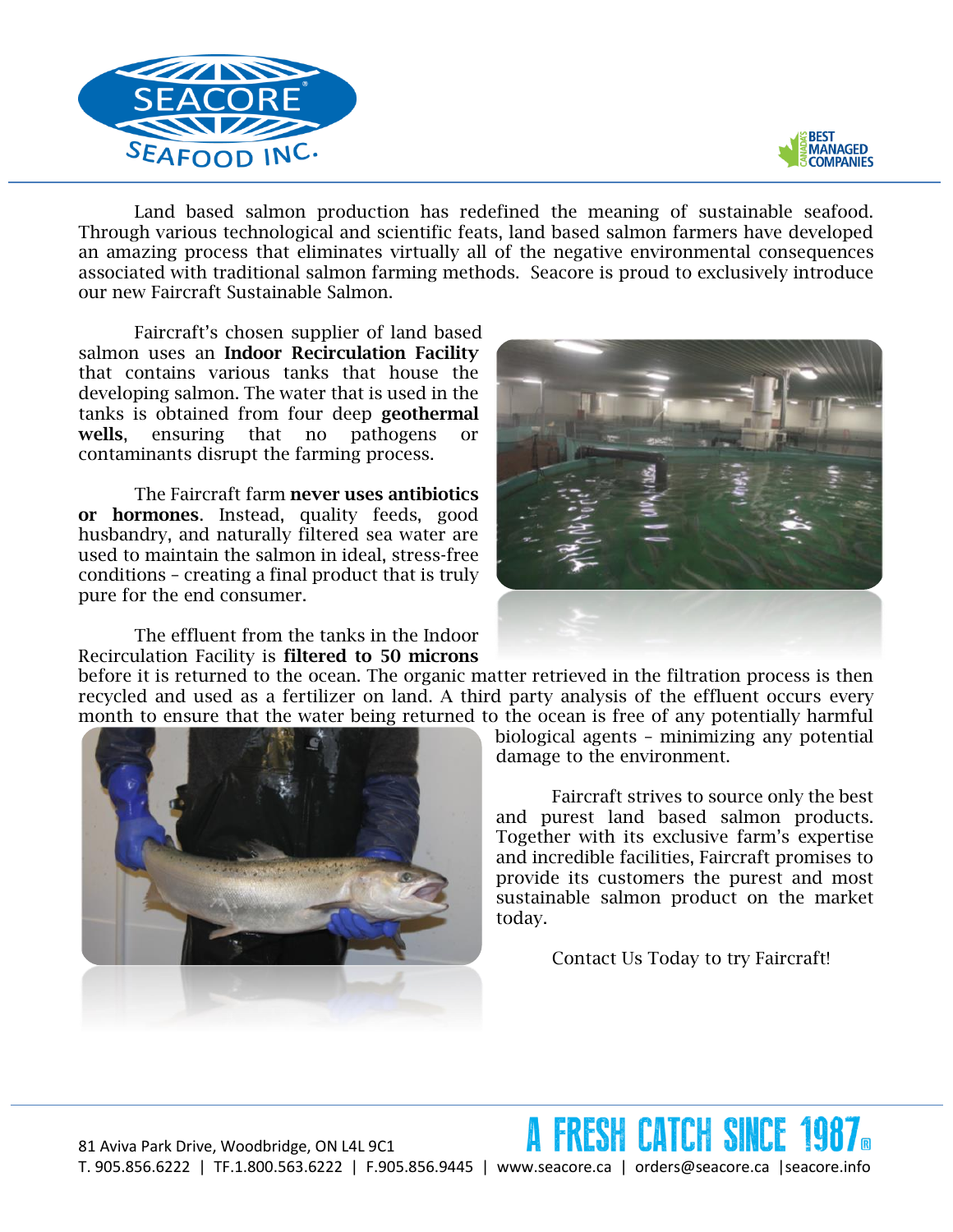Land based salmon production has redefined the meaning of sustainable seafood. Through various technological and scientific feats, land based salmon farmers have developed an amazing process that eliminates virtually all of the negative environmental consequences associated with traditional salmon farming methods. Seacore is proud to exclusively introduce our new Faircraft Sustainable Salmon.

Faircraft's chosen supplier of land based salmon uses an **Indoor Recirculation Facility** that contains various tanks that house the developing salmon. The water that is used in the tanks is obtained from four deep **geothermal wells**, ensuring that no pathogens or contaminants disrupt the farming process.

The Faircraft farm **never uses antibiotics or hormones**. Instead, quality feeds, good husbandry, and naturally filtered sea water are used to maintain the salmon in ideal, stress-free conditions – creating a final product that is truly pure for the end consumer.

The effluent from the tanks in the Indoor Recirculation Facility is **filtered to 50 microns** before it is returned to the ocean. The organic matter retrieved in the filtration process is then recycled and used as a fertilizer on land. A third party analysis of the effluent occurs every month to ensure that the water being returned to the ocean is free of any potentially harmful biological agents – minimizing any potential damage to the environment.

Faircraft strives to source only the best and purest land based salmon products. Together with its exclusive farm's expertise and incredible facilities, Faircraft promises to provide its customers the purest and most sustainable salmon product on the market today.

Contact Us Today to try Faircraft!

A FRESH CATCH SINCE 1987®

81 Aviva Park Drive, Woodbridge, ON L4L 9C1
T. 905.856.6222 | TF.1.800.563.6222 | F.905.856.9445 | www.seacore.ca | orders@seacore.ca | seacore.info